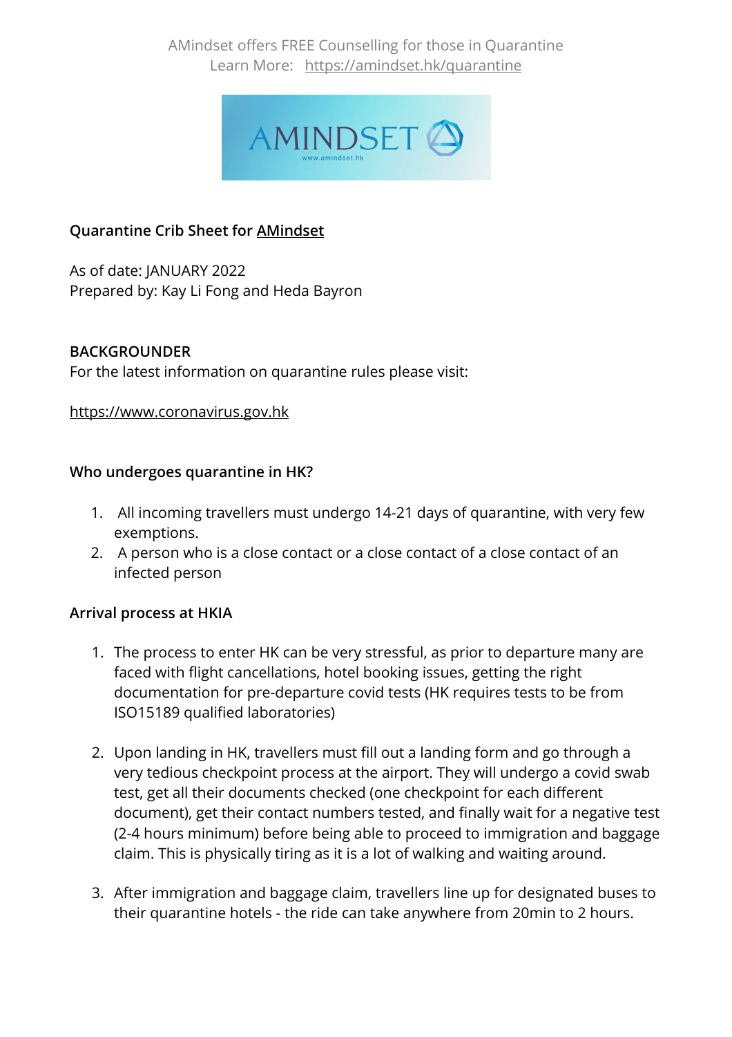AMindset offers FREE Counselling for those in Quarantine
Learn More: https://amindset.hk/quarantine

**Quarantine Crib Sheet for AMindset**

As of date: JANUARY 2022
Prepared by: Kay Li Fong and Heda Bayron

**BACKGROUNDER**
For the latest information on quarantine rules please visit:

https://www.coronavirus.gov.hk

**Who undergoes quarantine in HK?**

1. All incoming travellers must undergo 14-21 days of quarantine, with very few exemptions.
2. A person who is a close contact or a close contact of a close contact of an infected person

**Arrival process at HKIA**

1. The process to enter HK can be very stressful, as prior to departure many are faced with flight cancellations, hotel booking issues, getting the right documentation for pre-departure covid tests (HK requires tests to be from ISO15189 qualified laboratories)

2. Upon landing in HK, travellers must fill out a landing form and go through a very tedious checkpoint process at the airport. They will undergo a covid swab test, get all their documents checked (one checkpoint for each different document), get their contact numbers tested, and finally wait for a negative test (2-4 hours minimum) before being able to proceed to immigration and baggage claim. This is physically tiring as it is a lot of walking and waiting around.

3. After immigration and baggage claim, travellers line up for designated buses to their quarantine hotels - the ride can take anywhere from 20min to 2 hours.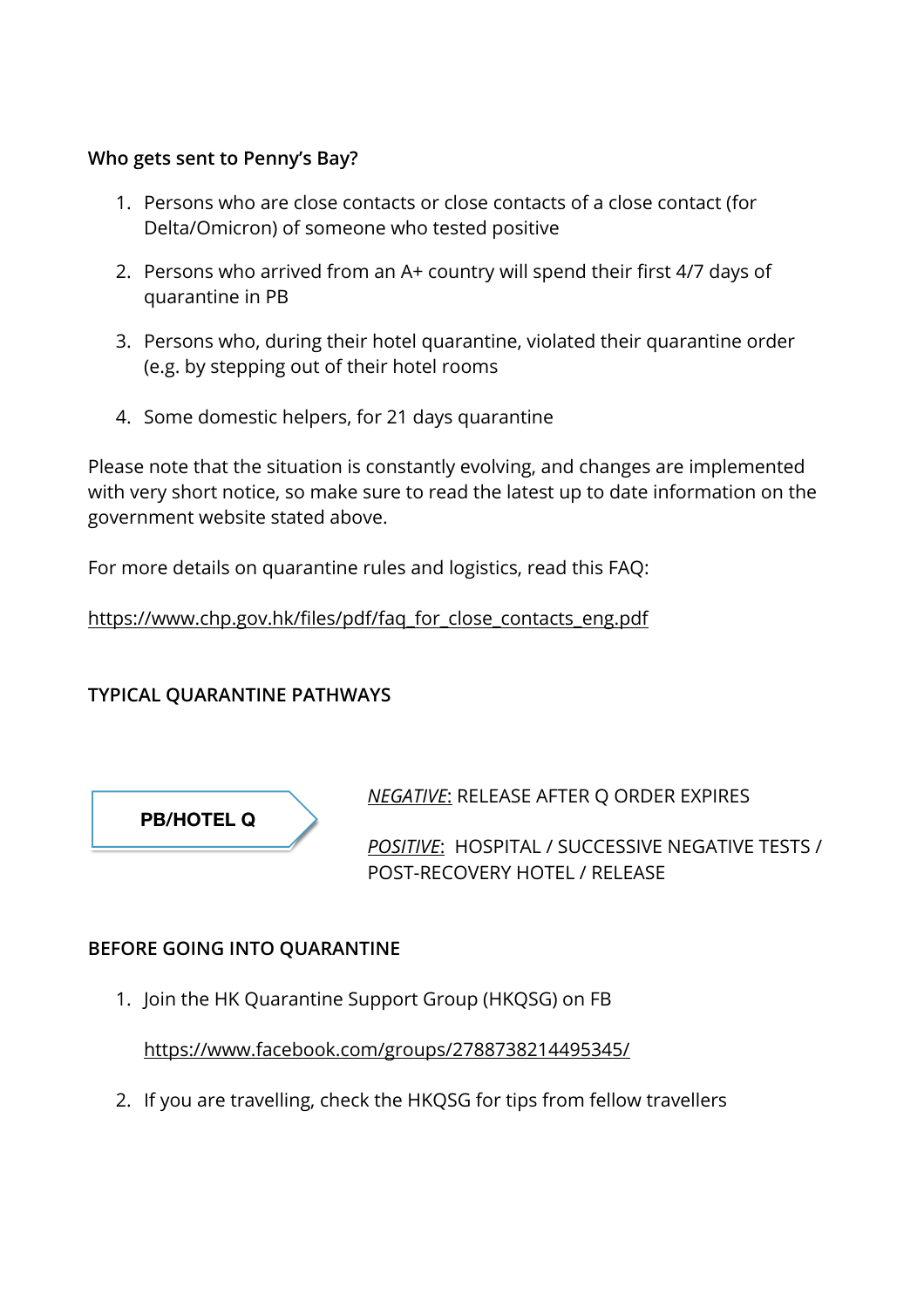**Who gets sent to Penny's Bay?**

1. Persons who are close contacts or close contacts of a close contact (for Delta/Omicron) of someone who tested positive
2. Persons who arrived from an A+ country will spend their first 4/7 days of quarantine in PB
3. Persons who, during their hotel quarantine, violated their quarantine order (e.g. by stepping out of their hotel rooms
4. Some domestic helpers, for 21 days quarantine

Please note that the situation is constantly evolving, and changes are implemented with very short notice, so make sure to read the latest up to date information on the government website stated above.

For more details on quarantine rules and logistics, read this FAQ:

https://www.chp.gov.hk/files/pdf/faq_for_close_contacts_eng.pdf

**TYPICAL QUARANTINE PATHWAYS**

**PB/HOTEL Q**

*NEGATIVE*: RELEASE AFTER Q ORDER EXPIRES

*POSITIVE*: HOSPITAL / SUCCESSIVE NEGATIVE TESTS / POST-RECOVERY HOTEL / RELEASE

**BEFORE GOING INTO QUARANTINE**

1. Join the HK Quarantine Support Group (HKQSG) on FB

   https://www.facebook.com/groups/2788738214495345/

2. If you are travelling, check the HKQSG for tips from fellow travellers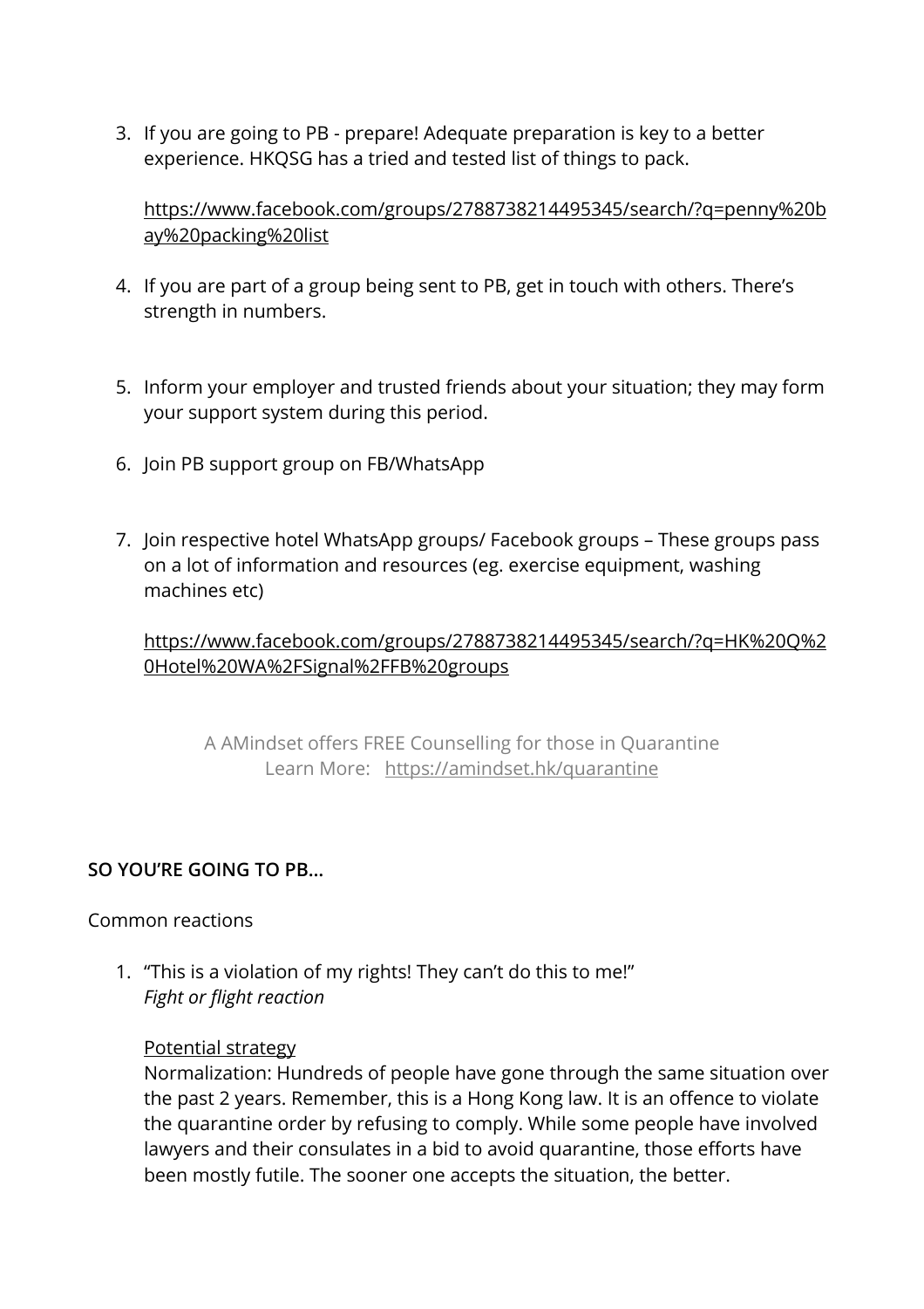3. If you are going to PB - prepare! Adequate preparation is key to a better experience. HKQSG has a tried and tested list of things to pack.

   https://www.facebook.com/groups/2788738214495345/search/?q=penny%20bay%20packing%20list

4. If you are part of a group being sent to PB, get in touch with others. There's strength in numbers.

5. Inform your employer and trusted friends about your situation; they may form your support system during this period.

6. Join PB support group on FB/WhatsApp

7. Join respective hotel WhatsApp groups/ Facebook groups – These groups pass on a lot of information and resources (eg. exercise equipment, washing machines etc)

   https://www.facebook.com/groups/2788738214495345/search/?q=HK%20Q%20Hotel%20WA%2FSignal%2FFB%20groups

A AMindset offers FREE Counselling for those in Quarantine
Learn More: https://amindset.hk/quarantine

**SO YOU'RE GOING TO PB…**

Common reactions

1. "This is a violation of my rights! They can't do this to me!"
   *Fight or flight reaction*

   Potential strategy
   Normalization: Hundreds of people have gone through the same situation over the past 2 years. Remember, this is a Hong Kong law. It is an offence to violate the quarantine order by refusing to comply. While some people have involved lawyers and their consulates in a bid to avoid quarantine, those efforts have been mostly futile. The sooner one accepts the situation, the better.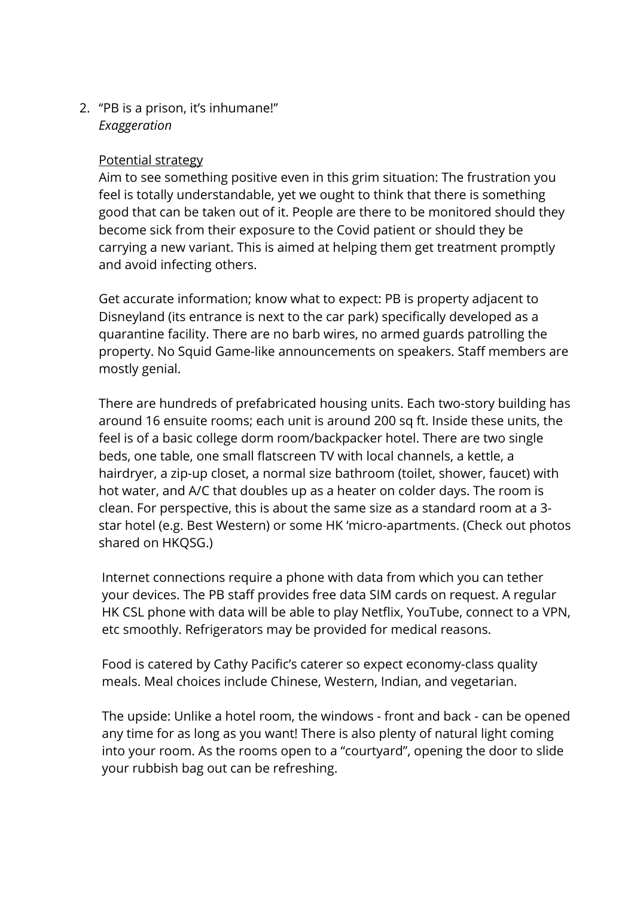2. "PB is a prison, it's inhumane!"
   *Exaggeration*

   <u>Potential strategy</u>
   Aim to see something positive even in this grim situation: The frustration you feel is totally understandable, yet we ought to think that there is something good that can be taken out of it. People are there to be monitored should they become sick from their exposure to the Covid patient or should they be carrying a new variant. This is aimed at helping them get treatment promptly and avoid infecting others.

   Get accurate information; know what to expect: PB is property adjacent to Disneyland (its entrance is next to the car park) specifically developed as a quarantine facility. There are no barb wires, no armed guards patrolling the property. No Squid Game-like announcements on speakers. Staff members are mostly genial.

   There are hundreds of prefabricated housing units. Each two-story building has around 16 ensuite rooms; each unit is around 200 sq ft. Inside these units, the feel is of a basic college dorm room/backpacker hotel. There are two single beds, one table, one small flatscreen TV with local channels, a kettle, a hairdryer, a zip-up closet, a normal size bathroom (toilet, shower, faucet) with hot water, and A/C that doubles up as a heater on colder days. The room is clean. For perspective, this is about the same size as a standard room at a 3-star hotel (e.g. Best Western) or some HK 'micro-apartments. (Check out photos shared on HKQSG.)

   Internet connections require a phone with data from which you can tether your devices. The PB staff provides free data SIM cards on request. A regular HK CSL phone with data will be able to play Netflix, YouTube, connect to a VPN, etc smoothly. Refrigerators may be provided for medical reasons.

   Food is catered by Cathy Pacific's caterer so expect economy-class quality meals. Meal choices include Chinese, Western, Indian, and vegetarian.

   The upside: Unlike a hotel room, the windows - front and back - can be opened any time for as long as you want! There is also plenty of natural light coming into your room. As the rooms open to a "courtyard", opening the door to slide your rubbish bag out can be refreshing.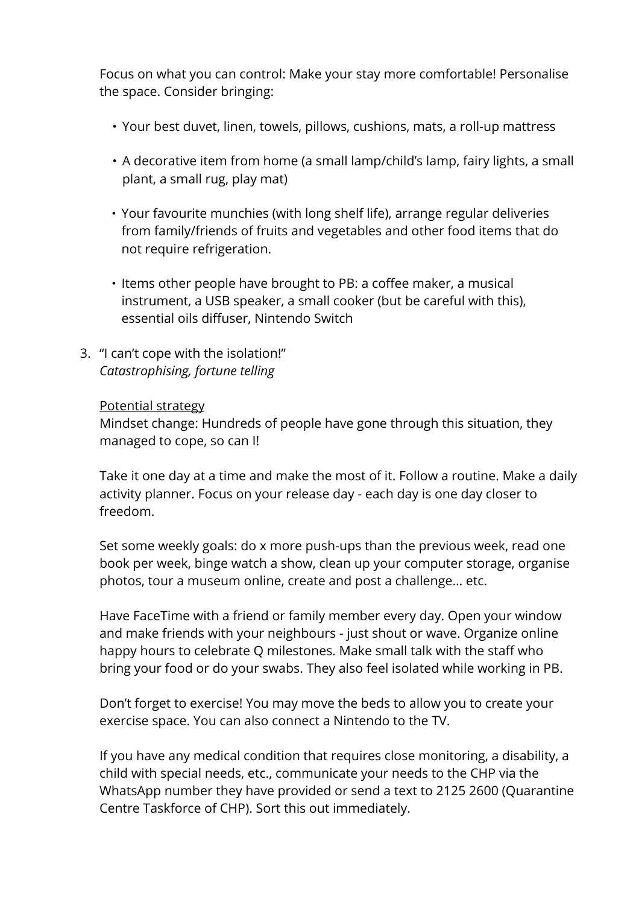Focus on what you can control: Make your stay more comfortable! Personalise the space. Consider bringing:

- Your best duvet, linen, towels, pillows, cushions, mats, a roll-up mattress
- A decorative item from home (a small lamp/child's lamp, fairy lights, a small plant, a small rug, play mat)
- Your favourite munchies (with long shelf life), arrange regular deliveries from family/friends of fruits and vegetables and other food items that do not require refrigeration.
- Items other people have brought to PB: a coffee maker, a musical instrument, a USB speaker, a small cooker (but be careful with this), essential oils diffuser, Nintendo Switch

3. "I can't cope with the isolation!"
   *Catastrophising, fortune telling*

   <u>Potential strategy</u>
   Mindset change: Hundreds of people have gone through this situation, they managed to cope, so can I!

   Take it one day at a time and make the most of it. Follow a routine. Make a daily activity planner. Focus on your release day - each day is one day closer to freedom.

   Set some weekly goals: do x more push-ups than the previous week, read one book per week, binge watch a show, clean up your computer storage, organise photos, tour a museum online, create and post a challenge… etc.

   Have FaceTime with a friend or family member every day. Open your window and make friends with your neighbours - just shout or wave. Organize online happy hours to celebrate Q milestones. Make small talk with the staff who bring your food or do your swabs. They also feel isolated while working in PB.

   Don't forget to exercise! You may move the beds to allow you to create your exercise space. You can also connect a Nintendo to the TV.

   If you have any medical condition that requires close monitoring, a disability, a child with special needs, etc., communicate your needs to the CHP via the WhatsApp number they have provided or send a text to 2125 2600 (Quarantine Centre Taskforce of CHP). Sort this out immediately.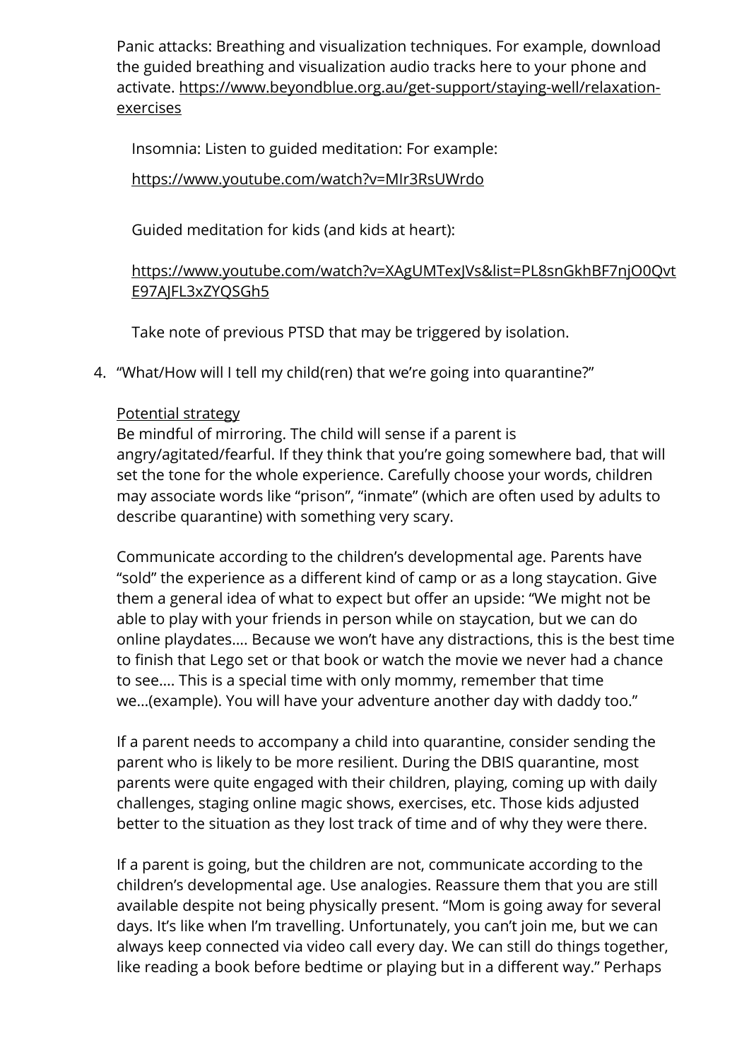Panic attacks: Breathing and visualization techniques. For example, download the guided breathing and visualization audio tracks here to your phone and activate. https://www.beyondblue.org.au/get-support/staying-well/relaxation-exercises

Insomnia: Listen to guided meditation: For example:

https://www.youtube.com/watch?v=MIr3RsUWrdo

Guided meditation for kids (and kids at heart):

https://www.youtube.com/watch?v=XAgUMTexJVs&list=PL8snGkhBF7njO0QvtE97AJFL3xZYQSGh5

Take note of previous PTSD that may be triggered by isolation.

4. "What/How will I tell my child(ren) that we're going into quarantine?"

   Potential strategy
   Be mindful of mirroring. The child will sense if a parent is angry/agitated/fearful. If they think that you're going somewhere bad, that will set the tone for the whole experience. Carefully choose your words, children may associate words like "prison", "inmate" (which are often used by adults to describe quarantine) with something very scary.

   Communicate according to the children's developmental age. Parents have "sold" the experience as a different kind of camp or as a long staycation. Give them a general idea of what to expect but offer an upside: "We might not be able to play with your friends in person while on staycation, but we can do online playdates…. Because we won't have any distractions, this is the best time to finish that Lego set or that book or watch the movie we never had a chance to see…. This is a special time with only mommy, remember that time we…(example). You will have your adventure another day with daddy too."

   If a parent needs to accompany a child into quarantine, consider sending the parent who is likely to be more resilient. During the DBIS quarantine, most parents were quite engaged with their children, playing, coming up with daily challenges, staging online magic shows, exercises, etc. Those kids adjusted better to the situation as they lost track of time and of why they were there.

   If a parent is going, but the children are not, communicate according to the children's developmental age. Use analogies. Reassure them that you are still available despite not being physically present. "Mom is going away for several days. It's like when I'm travelling. Unfortunately, you can't join me, but we can always keep connected via video call every day. We can still do things together, like reading a book before bedtime or playing but in a different way." Perhaps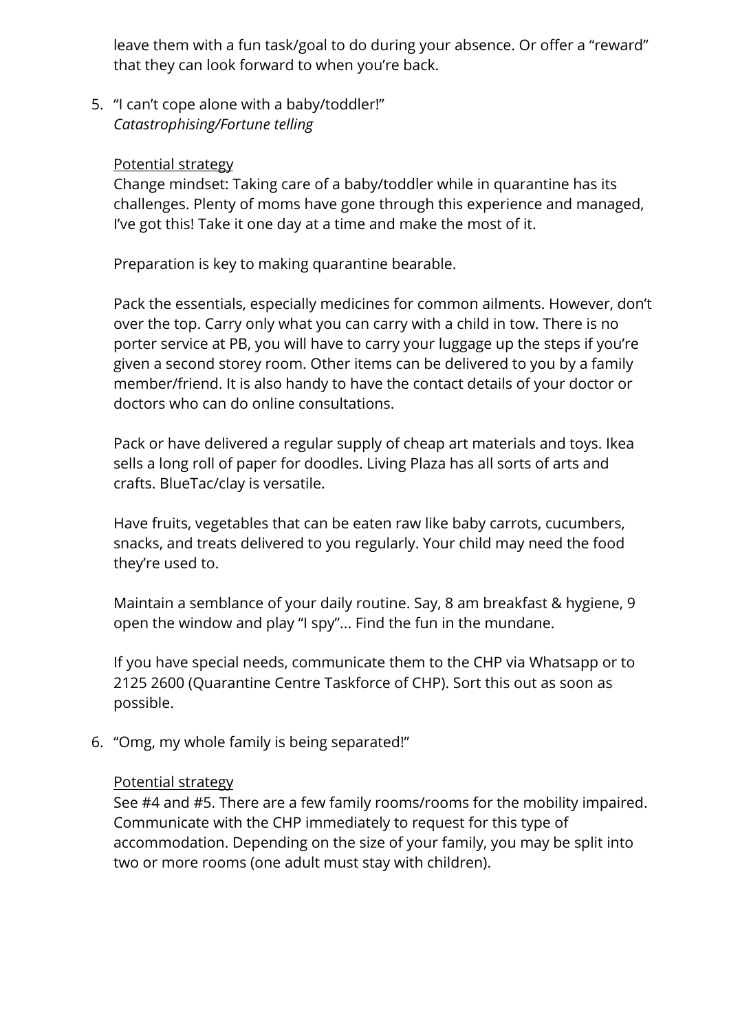leave them with a fun task/goal to do during your absence. Or offer a "reward" that they can look forward to when you're back.

5. "I can't cope alone with a baby/toddler!"
   *Catastrophising/Fortune telling*

   Potential strategy
   Change mindset: Taking care of a baby/toddler while in quarantine has its challenges. Plenty of moms have gone through this experience and managed, I've got this! Take it one day at a time and make the most of it.

   Preparation is key to making quarantine bearable.

   Pack the essentials, especially medicines for common ailments. However, don't over the top. Carry only what you can carry with a child in tow. There is no porter service at PB, you will have to carry your luggage up the steps if you're given a second storey room. Other items can be delivered to you by a family member/friend. It is also handy to have the contact details of your doctor or doctors who can do online consultations.

   Pack or have delivered a regular supply of cheap art materials and toys. Ikea sells a long roll of paper for doodles. Living Plaza has all sorts of arts and crafts. BlueTac/clay is versatile.

   Have fruits, vegetables that can be eaten raw like baby carrots, cucumbers, snacks, and treats delivered to you regularly. Your child may need the food they're used to.

   Maintain a semblance of your daily routine. Say, 8 am breakfast & hygiene, 9 open the window and play "I spy"... Find the fun in the mundane.

   If you have special needs, communicate them to the CHP via Whatsapp or to 2125 2600 (Quarantine Centre Taskforce of CHP). Sort this out as soon as possible.

6. "Omg, my whole family is being separated!"

   Potential strategy
   See #4 and #5. There are a few family rooms/rooms for the mobility impaired. Communicate with the CHP immediately to request for this type of accommodation. Depending on the size of your family, you may be split into two or more rooms (one adult must stay with children).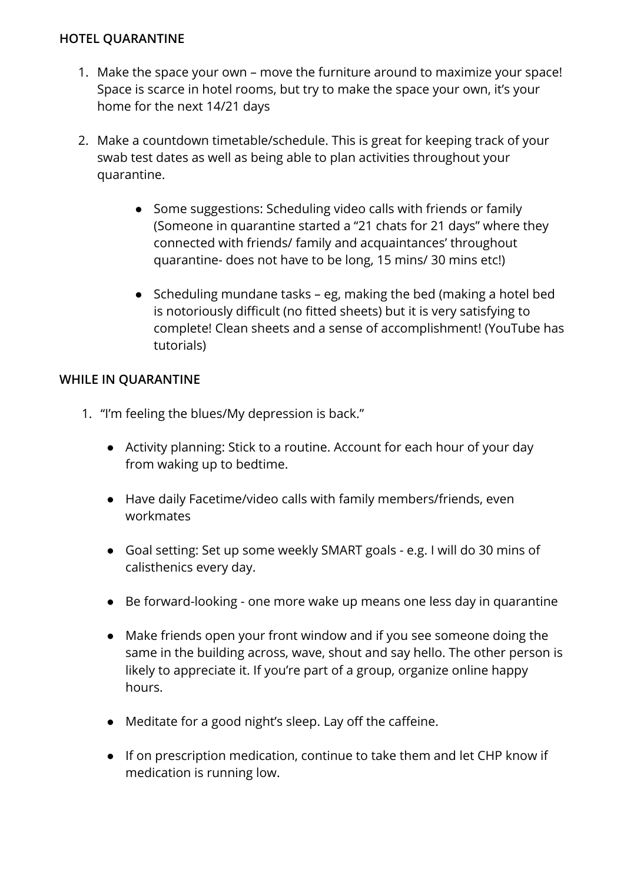**HOTEL QUARANTINE**

1. Make the space your own – move the furniture around to maximize your space! Space is scarce in hotel rooms, but try to make the space your own, it's your home for the next 14/21 days

2. Make a countdown timetable/schedule. This is great for keeping track of your swab test dates as well as being able to plan activities throughout your quarantine.

    - Some suggestions: Scheduling video calls with friends or family (Someone in quarantine started a "21 chats for 21 days" where they connected with friends/ family and acquaintances' throughout quarantine- does not have to be long, 15 mins/ 30 mins etc!)

    - Scheduling mundane tasks – eg, making the bed (making a hotel bed is notoriously difficult (no fitted sheets) but it is very satisfying to complete! Clean sheets and a sense of accomplishment! (YouTube has tutorials)

**WHILE IN QUARANTINE**

1. "I'm feeling the blues/My depression is back."

    - Activity planning: Stick to a routine. Account for each hour of your day from waking up to bedtime.

    - Have daily Facetime/video calls with family members/friends, even workmates

    - Goal setting: Set up some weekly SMART goals - e.g. I will do 30 mins of calisthenics every day.

    - Be forward-looking - one more wake up means one less day in quarantine

    - Make friends open your front window and if you see someone doing the same in the building across, wave, shout and say hello. The other person is likely to appreciate it. If you're part of a group, organize online happy hours.

    - Meditate for a good night's sleep. Lay off the caffeine.

    - If on prescription medication, continue to take them and let CHP know if medication is running low.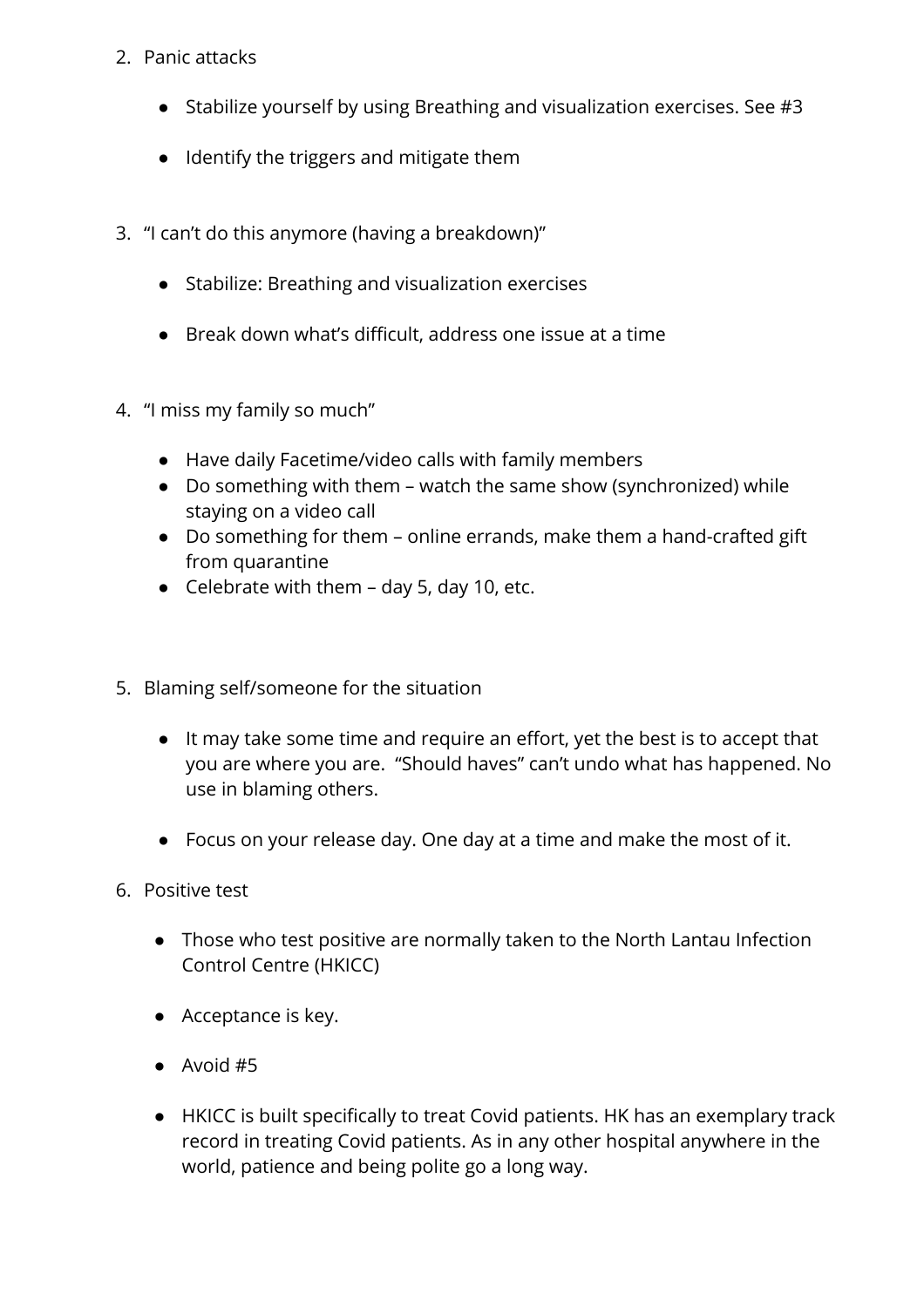2. Panic attacks

    - Stabilize yourself by using Breathing and visualization exercises. See #3

    - Identify the triggers and mitigate them

3. "I can't do this anymore (having a breakdown)"

    - Stabilize: Breathing and visualization exercises

    - Break down what's difficult, address one issue at a time

4. "I miss my family so much"

    - Have daily Facetime/video calls with family members
    - Do something with them – watch the same show (synchronized) while staying on a video call
    - Do something for them – online errands, make them a hand-crafted gift from quarantine
    - Celebrate with them – day 5, day 10, etc.

5. Blaming self/someone for the situation

    - It may take some time and require an effort, yet the best is to accept that you are where you are. "Should haves" can't undo what has happened. No use in blaming others.

    - Focus on your release day. One day at a time and make the most of it.

6. Positive test

    - Those who test positive are normally taken to the North Lantau Infection Control Centre (HKICC)

    - Acceptance is key.

    - Avoid #5

    - HKICC is built specifically to treat Covid patients. HK has an exemplary track record in treating Covid patients. As in any other hospital anywhere in the world, patience and being polite go a long way.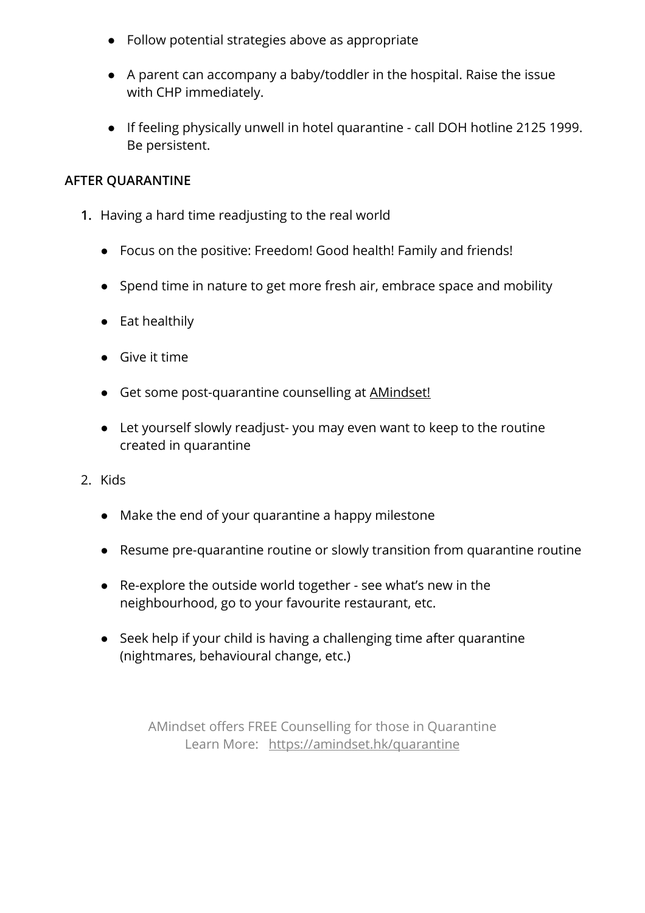- Follow potential strategies above as appropriate
- A parent can accompany a baby/toddler in the hospital. Raise the issue with CHP immediately.
- If feeling physically unwell in hotel quarantine - call DOH hotline 2125 1999. Be persistent.

**AFTER QUARANTINE**

1. Having a hard time readjusting to the real world
   - Focus on the positive: Freedom! Good health! Family and friends!
   - Spend time in nature to get more fresh air, embrace space and mobility
   - Eat healthily
   - Give it time
   - Get some post-quarantine counselling at AMindset!
   - Let yourself slowly readjust- you may even want to keep to the routine created in quarantine
2. Kids
   - Make the end of your quarantine a happy milestone
   - Resume pre-quarantine routine or slowly transition from quarantine routine
   - Re-explore the outside world together - see what's new in the neighbourhood, go to your favourite restaurant, etc.
   - Seek help if your child is having a challenging time after quarantine (nightmares, behavioural change, etc.)

AMindset offers FREE Counselling for those in Quarantine
Learn More: https://amindset.hk/quarantine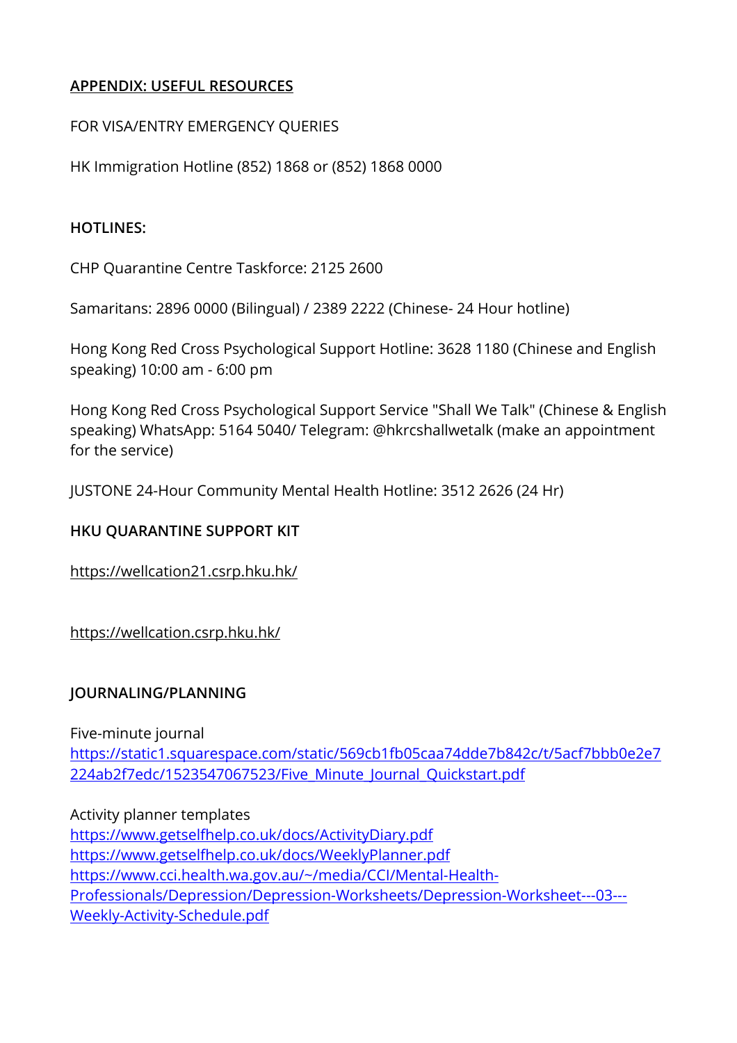## APPENDIX: USEFUL RESOURCES

FOR VISA/ENTRY EMERGENCY QUERIES

HK Immigration Hotline (852) 1868 or (852) 1868 0000

**HOTLINES:**

CHP Quarantine Centre Taskforce: 2125 2600

Samaritans: 2896 0000 (Bilingual) / 2389 2222 (Chinese- 24 Hour hotline)

Hong Kong Red Cross Psychological Support Hotline: 3628 1180 (Chinese and English speaking) 10:00 am - 6:00 pm

Hong Kong Red Cross Psychological Support Service "Shall We Talk" (Chinese & English speaking) WhatsApp: 5164 5040/ Telegram: @hkrcshallwetalk (make an appointment for the service)

JUSTONE 24-Hour Community Mental Health Hotline: 3512 2626 (24 Hr)

**HKU QUARANTINE SUPPORT KIT**

https://wellcation21.csrp.hku.hk/

https://wellcation.csrp.hku.hk/

**JOURNALING/PLANNING**

Five-minute journal
https://static1.squarespace.com/static/569cb1fb05caa74dde7b842c/t/5acf7bbb0e2e7224ab2f7edc/1523547067523/Five_Minute_Journal_Quickstart.pdf

Activity planner templates
https://www.getselfhelp.co.uk/docs/ActivityDiary.pdf
https://www.getselfhelp.co.uk/docs/WeeklyPlanner.pdf
https://www.cci.health.wa.gov.au/~/media/CCI/Mental-Health-Professionals/Depression/Depression-Worksheets/Depression-Worksheet---03---Weekly-Activity-Schedule.pdf